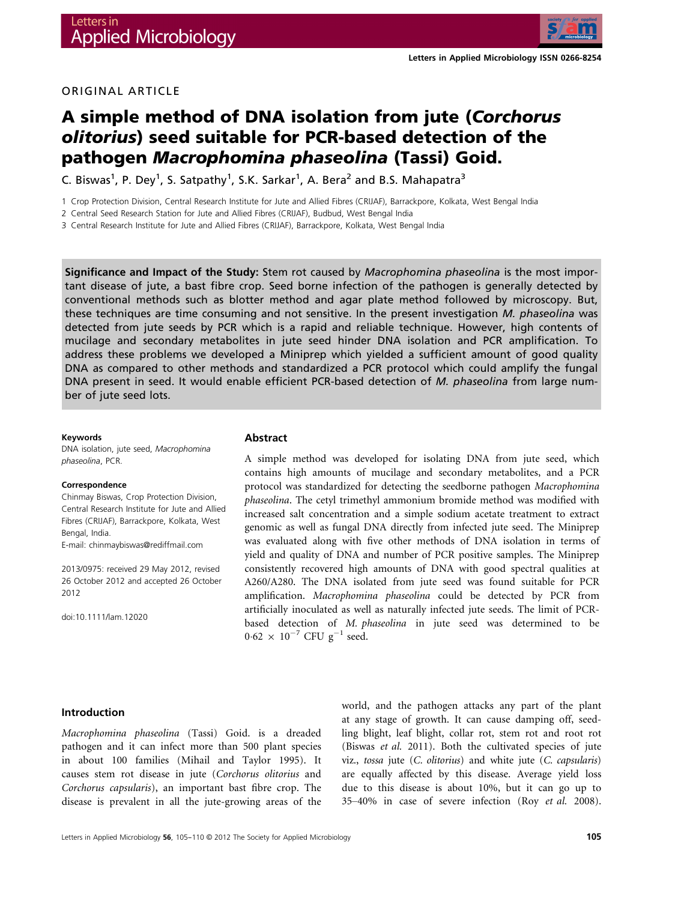ORIGINAL ARTICLE

# A simple method of DNA isolation from jute (*Corchorus olitorius*) seed suitable for PCR-based detection of the pathogen *Macrophomina phaseolina* (Tassi) Goid.

C. Biswas[1], P. Dey[1], S. Satpathy[1], S.K. Sarkar[1], A. Bera[2] and B.S. Mahapatra[3]

1 Crop Protection Division, Central Research Institute for Jute and Allied Fibres (CRIJAF), Barrackpore, Kolkata, West Bengal India

2 Central Seed Research Station for Jute and Allied Fibres (CRIJAF), Budbud, West Bengal India

3 Central Research Institute for Jute and Allied Fibres (CRIJAF), Barrackpore, Kolkata, West Bengal India

**Significance and Impact of the Study:** Stem rot caused by *Macrophomina phaseolina* is the most important disease of jute, a bast fibre crop. Seed borne infection of the pathogen is generally detected by conventional methods such as blotter method and agar plate method followed by microscopy. But, these techniques are time consuming and not sensitive. In the present investigation *M. phaseolina* was detected from jute seeds by PCR which is a rapid and reliable technique. However, high contents of mucilage and secondary metabolites in jute seed hinder DNA isolation and PCR amplification. To address these problems we developed a Miniprep which yielded a sufficient amount of good quality DNA as compared to other methods and standardized a PCR protocol which could amplify the fungal DNA present in seed. It would enable efficient PCR-based detection of *M. phaseolina* from large number of jute seed lots.

#### Keywords

DNA isolation, jute seed, *Macrophomina phaseolina*, PCR.

#### Correspondence

Chinmay Biswas, Crop Protection Division, Central Research Institute for Jute and Allied Fibres (CRIJAF), Barrackpore, Kolkata, West Bengal, India.
E-mail: chinmaybiswas@rediffmail.com

2013/0975: received 29 May 2012, revised 26 October 2012 and accepted 26 October 2012

doi:10.1111/lam.12020

## Abstract

A simple method was developed for isolating DNA from jute seed, which contains high amounts of mucilage and secondary metabolites, and a PCR protocol was standardized for detecting the seedborne pathogen *Macrophomina phaseolina*. The cetyl trimethyl ammonium bromide method was modified with increased salt concentration and a simple sodium acetate treatment to extract genomic as well as fungal DNA directly from infected jute seed. The Miniprep was evaluated along with five other methods of DNA isolation in terms of yield and quality of DNA and number of PCR positive samples. The Miniprep consistently recovered high amounts of DNA with good spectral qualities at A260/A280. The DNA isolated from jute seed was found suitable for PCR amplification. *Macrophomina phaseolina* could be detected by PCR from artificially inoculated as well as naturally infected jute seeds. The limit of PCR-based detection of *M. phaseolina* in jute seed was determined to be $0{\cdot}62 \times 10^{-7}$ CFU $g^{-1}$ seed.

## Introduction

*Macrophomina phaseolina* (Tassi) Goid. is a dreaded pathogen and it can infect more than 500 plant species in about 100 families (Mihail and Taylor 1995). It causes stem rot disease in jute (*Corchorus olitorius* and *Corchorus capsularis*), an important bast fibre crop. The disease is prevalent in all the jute-growing areas of the world, and the pathogen attacks any part of the plant at any stage of growth. It can cause damping off, seedling blight, leaf blight, collar rot, stem rot and root rot (Biswas *et al.* 2011). Both the cultivated species of jute viz., *tossa* jute (*C. olitorius*) and white jute (*C. capsularis*) are equally affected by this disease. Average yield loss due to this disease is about 10%, but it can go up to 35–40% in case of severe infection (Roy *et al.* 2008).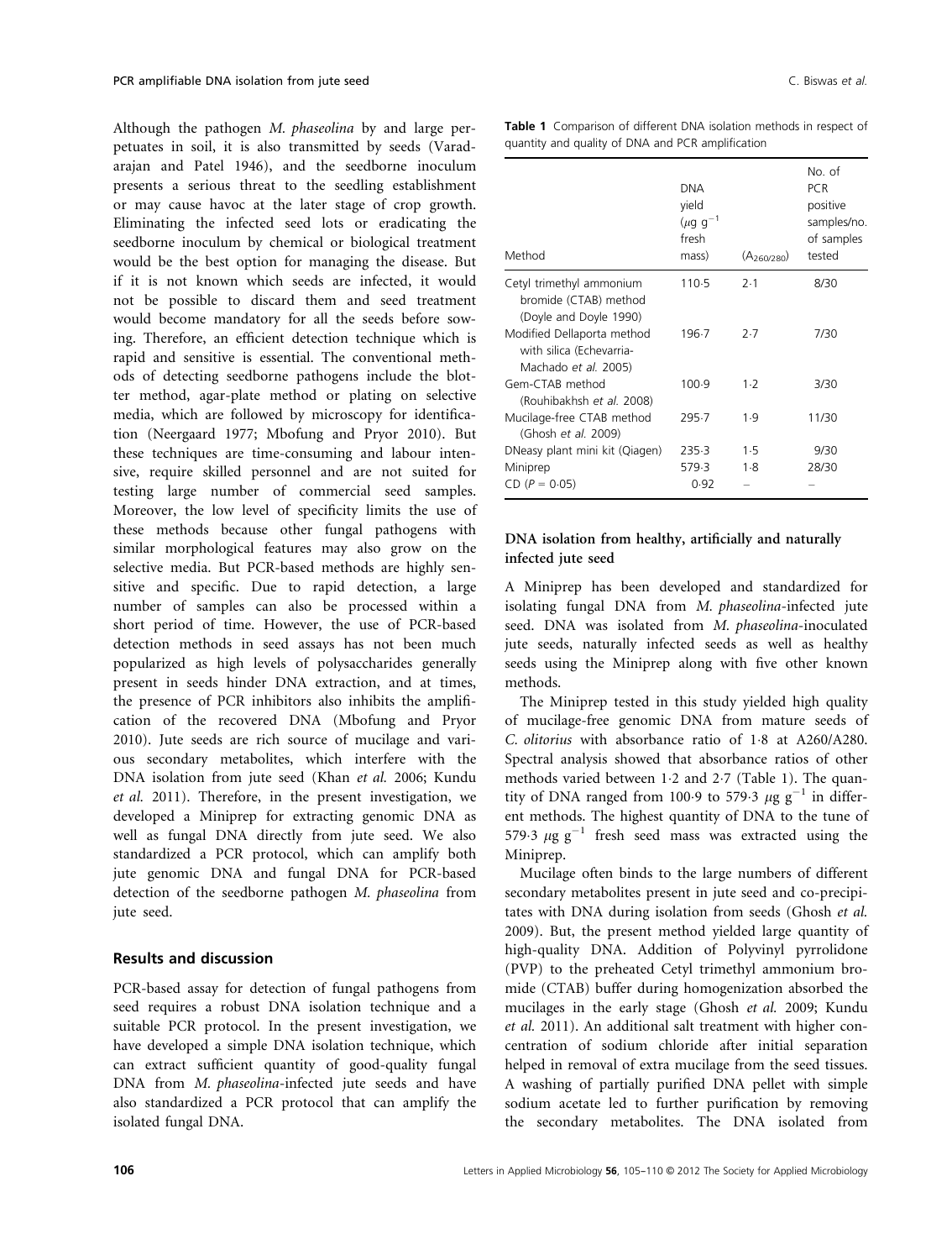Although the pathogen *M. phaseolina* by and large perpetuates in soil, it is also transmitted by seeds (Varadarajan and Patel 1946), and the seedborne inoculum presents a serious threat to the seedling establishment or may cause havoc at the later stage of crop growth. Eliminating the infected seed lots or eradicating the seedborne inoculum by chemical or biological treatment would be the best option for managing the disease. But if it is not known which seeds are infected, it would not be possible to discard them and seed treatment would become mandatory for all the seeds before sowing. Therefore, an efficient detection technique which is rapid and sensitive is essential. The conventional methods of detecting seedborne pathogens include the blotter method, agar-plate method or plating on selective media, which are followed by microscopy for identification (Neergaard 1977; Mbofung and Pryor 2010). But these techniques are time-consuming and labour intensive, require skilled personnel and are not suited for testing large number of commercial seed samples. Moreover, the low level of specificity limits the use of these methods because other fungal pathogens with similar morphological features may also grow on the selective media. But PCR-based methods are highly sensitive and specific. Due to rapid detection, a large number of samples can also be processed within a short period of time. However, the use of PCR-based detection methods in seed assays has not been much popularized as high levels of polysaccharides generally present in seeds hinder DNA extraction, and at times, the presence of PCR inhibitors also inhibits the amplification of the recovered DNA (Mbofung and Pryor 2010). Jute seeds are rich source of mucilage and various secondary metabolites, which interfere with the DNA isolation from jute seed (Khan *et al.* 2006; Kundu *et al.* 2011). Therefore, in the present investigation, we developed a Miniprep for extracting genomic DNA as well as fungal DNA directly from jute seed. We also standardized a PCR protocol, which can amplify both jute genomic DNA and fungal DNA for PCR-based detection of the seedborne pathogen *M. phaseolina* from jute seed.

## Results and discussion

PCR-based assay for detection of fungal pathogens from seed requires a robust DNA isolation technique and a suitable PCR protocol. In the present investigation, we have developed a simple DNA isolation technique, which can extract sufficient quantity of good-quality fungal DNA from *M. phaseolina*-infected jute seeds and have also standardized a PCR protocol that can amplify the isolated fungal DNA.

**Table 1** Comparison of different DNA isolation methods in respect of quantity and quality of DNA and PCR amplification

| Method | DNA yield ($\mu$g g$^{-1}$ fresh mass) | ($A_{260/280}$) | No. of PCR positive samples/no. of samples tested |
|---|---|---|---|
| Cetyl trimethyl ammonium bromide (CTAB) method (Doyle and Doyle 1990) | 110·5 | 2·1 | 8/30 |
| Modified Dellaporta method with silica (Echevarria-Machado *et al.* 2005) | 196·7 | 2·7 | 7/30 |
| Gem-CTAB method (Rouhibakhsh *et al.* 2008) | 100·9 | 1·2 | 3/30 |
| Mucilage-free CTAB method (Ghosh *et al.* 2009) | 295·7 | 1·9 | 11/30 |
| DNeasy plant mini kit (Qiagen) | 235·3 | 1·5 | 9/30 |
| Miniprep | 579·3 | 1·8 | 28/30 |
| CD ($P = 0·05$) | 0·92 | – | – |

### DNA isolation from healthy, artificially and naturally infected jute seed

A Miniprep has been developed and standardized for isolating fungal DNA from *M. phaseolina*-infected jute seed. DNA was isolated from *M. phaseolina*-inoculated jute seeds, naturally infected seeds as well as healthy seeds using the Miniprep along with five other known methods.

The Miniprep tested in this study yielded high quality of mucilage-free genomic DNA from mature seeds of *C. olitorius* with absorbance ratio of 1·8 at A260/A280. Spectral analysis showed that absorbance ratios of other methods varied between 1·2 and 2·7 (Table 1). The quantity of DNA ranged from 100·9 to 579·3 $\mu$g g$^{-1}$ in different methods. The highest quantity of DNA to the tune of 579·3 $\mu$g g$^{-1}$ fresh seed mass was extracted using the Miniprep.

Mucilage often binds to the large numbers of different secondary metabolites present in jute seed and co-precipitates with DNA during isolation from seeds (Ghosh *et al.* 2009). But, the present method yielded large quantity of high-quality DNA. Addition of Polyvinyl pyrrolidone (PVP) to the preheated Cetyl trimethyl ammonium bromide (CTAB) buffer during homogenization absorbed the mucilages in the early stage (Ghosh *et al.* 2009; Kundu *et al.* 2011). An additional salt treatment with higher concentration of sodium chloride after initial separation helped in removal of extra mucilage from the seed tissues. A washing of partially purified DNA pellet with simple sodium acetate led to further purification by removing the secondary metabolites. The DNA isolated from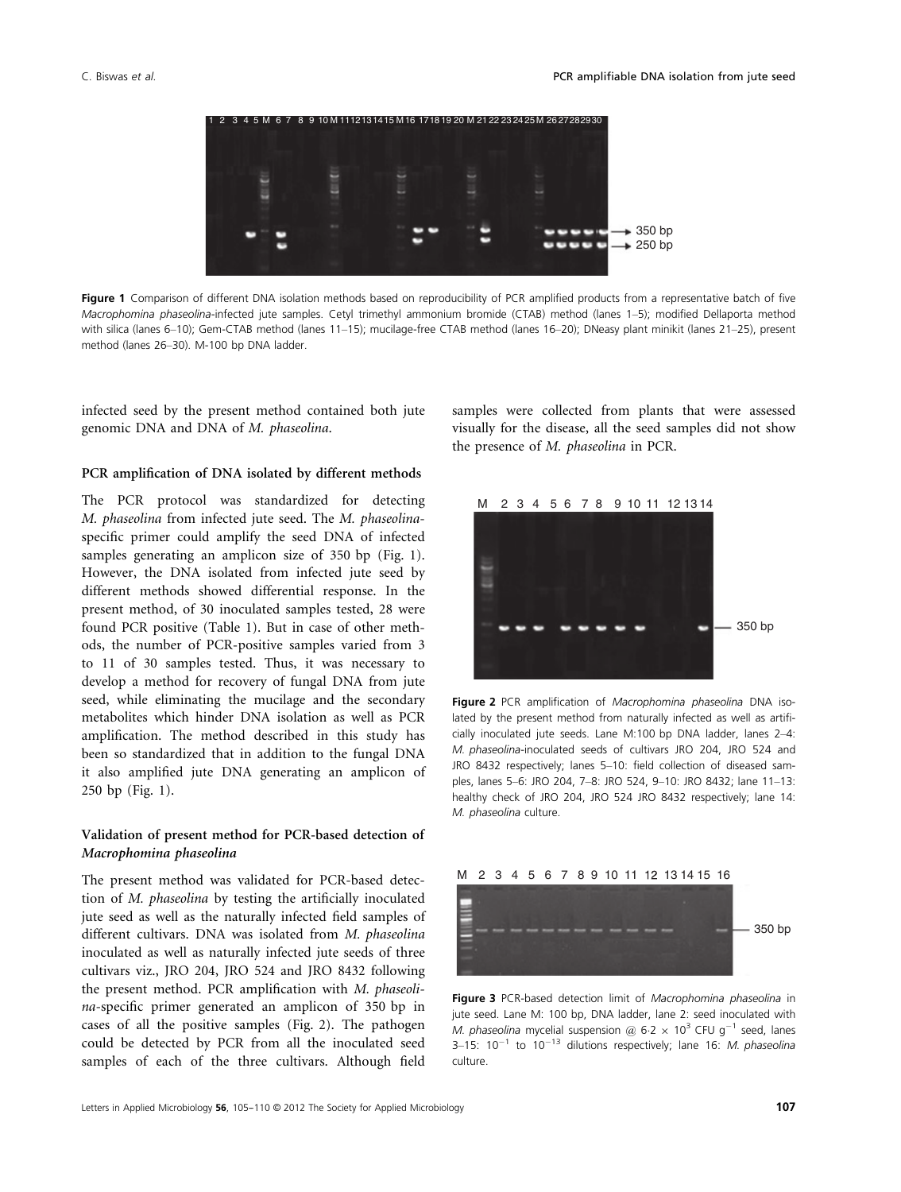Figure 1 Comparison of different DNA isolation methods based on reproducibility of PCR amplified products from a representative batch of five *Macrophomina phaseolina*-infected jute samples. Cetyl trimethyl ammonium bromide (CTAB) method (lanes 1–5); modified Dellaporta method with silica (lanes 6–10); Gem-CTAB method (lanes 11–15); mucilage-free CTAB method (lanes 16–20); DNeasy plant minikit (lanes 21–25), present method (lanes 26–30). M-100 bp DNA ladder.

infected seed by the present method contained both jute genomic DNA and DNA of *M. phaseolina*.

### PCR amplification of DNA isolated by different methods

The PCR protocol was standardized for detecting *M. phaseolina* from infected jute seed. The *M. phaseolina*-specific primer could amplify the seed DNA of infected samples generating an amplicon size of 350 bp (Fig. 1). However, the DNA isolated from infected jute seed by different methods showed differential response. In the present method, of 30 inoculated samples tested, 28 were found PCR positive (Table 1). But in case of other methods, the number of PCR-positive samples varied from 3 to 11 of 30 samples tested. Thus, it was necessary to develop a method for recovery of fungal DNA from jute seed, while eliminating the mucilage and the secondary metabolites which hinder DNA isolation as well as PCR amplification. The method described in this study has been so standardized that in addition to the fungal DNA it also amplified jute DNA generating an amplicon of 250 bp (Fig. 1).

### Validation of present method for PCR-based detection of *Macrophomina phaseolina*

The present method was validated for PCR-based detection of *M. phaseolina* by testing the artificially inoculated jute seed as well as the naturally infected field samples of different cultivars. DNA was isolated from *M. phaseolina* inoculated as well as naturally infected jute seeds of three cultivars viz., JRO 204, JRO 524 and JRO 8432 following the present method. PCR amplification with *M. phaseolina*-specific primer generated an amplicon of 350 bp in cases of all the positive samples (Fig. 2). The pathogen could be detected by PCR from all the inoculated seed samples of each of the three cultivars. Although field samples were collected from plants that were assessed visually for the disease, all the seed samples did not show the presence of *M. phaseolina* in PCR.

Figure 2 PCR amplification of *Macrophomina phaseolina* DNA isolated by the present method from naturally infected as well as artificially inoculated jute seeds. Lane M:100 bp DNA ladder, lanes 2–4: *M. phaseolina*-inoculated seeds of cultivars JRO 204, JRO 524 and JRO 8432 respectively; lanes 5–10: field collection of diseased samples, lanes 5–6: JRO 204, 7–8: JRO 524, 9–10: JRO 8432; lane 11–13: healthy check of JRO 204, JRO 524 JRO 8432 respectively; lane 14: *M. phaseolina* culture.

Figure 3 PCR-based detection limit of *Macrophomina phaseolina* in jute seed. Lane M: 100 bp, DNA ladder, lane 2: seed inoculated with *M. phaseolina* mycelial suspension @ $6{\cdot}2 \times 10^{3}$ CFU $g^{-1}$ seed, lanes 3–15: $10^{-1}$ to $10^{-13}$ dilutions respectively; lane 16: *M. phaseolina* culture.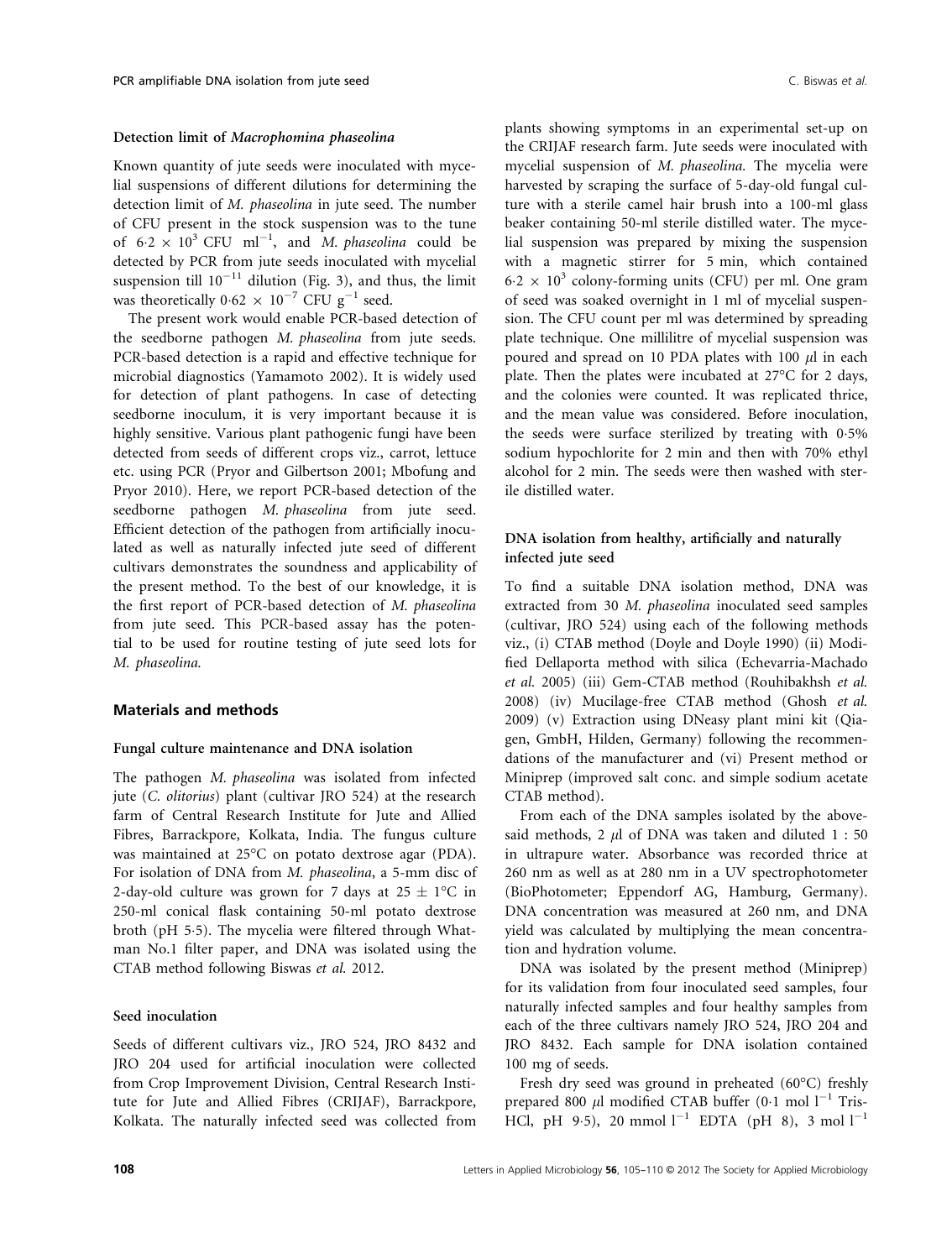### Detection limit of *Macrophomina phaseolina*

Known quantity of jute seeds were inoculated with mycelial suspensions of different dilutions for determining the detection limit of *M. phaseolina* in jute seed. The number of CFU present in the stock suspension was to the tune of $6{\cdot}2 \times 10^3$ CFU ml$^{-1}$, and *M. phaseolina* could be detected by PCR from jute seeds inoculated with mycelial suspension till $10^{-11}$ dilution (Fig. 3), and thus, the limit was theoretically $0{\cdot}62 \times 10^{-7}$ CFU g$^{-1}$ seed.

The present work would enable PCR-based detection of the seedborne pathogen *M. phaseolina* from jute seeds. PCR-based detection is a rapid and effective technique for microbial diagnostics (Yamamoto 2002). It is widely used for detection of plant pathogens. In case of detecting seedborne inoculum, it is very important because it is highly sensitive. Various plant pathogenic fungi have been detected from seeds of different crops viz., carrot, lettuce etc. using PCR (Pryor and Gilbertson 2001; Mbofung and Pryor 2010). Here, we report PCR-based detection of the seedborne pathogen *M. phaseolina* from jute seed. Efficient detection of the pathogen from artificially inoculated as well as naturally infected jute seed of different cultivars demonstrates the soundness and applicability of the present method. To the best of our knowledge, it is the first report of PCR-based detection of *M. phaseolina* from jute seed. This PCR-based assay has the potential to be used for routine testing of jute seed lots for *M. phaseolina.*

## Materials and methods

### Fungal culture maintenance and DNA isolation

The pathogen *M. phaseolina* was isolated from infected jute (*C. olitorius*) plant (cultivar JRO 524) at the research farm of Central Research Institute for Jute and Allied Fibres, Barrackpore, Kolkata, India. The fungus culture was maintained at 25°C on potato dextrose agar (PDA). For isolation of DNA from *M. phaseolina*, a 5-mm disc of 2-day-old culture was grown for 7 days at $25 \pm 1$°C in 250-ml conical flask containing 50-ml potato dextrose broth (pH 5·5). The mycelia were filtered through Whatman No.1 filter paper, and DNA was isolated using the CTAB method following Biswas *et al.* 2012.

### Seed inoculation

Seeds of different cultivars viz., JRO 524, JRO 8432 and JRO 204 used for artificial inoculation were collected from Crop Improvement Division, Central Research Institute for Jute and Allied Fibres (CRIJAF), Barrackpore, Kolkata. The naturally infected seed was collected from plants showing symptoms in an experimental set-up on the CRIJAF research farm. Jute seeds were inoculated with mycelial suspension of *M. phaseolina.* The mycelia were harvested by scraping the surface of 5-day-old fungal culture with a sterile camel hair brush into a 100-ml glass beaker containing 50-ml sterile distilled water. The mycelial suspension was prepared by mixing the suspension with a magnetic stirrer for 5 min, which contained $6{\cdot}2 \times 10^3$ colony-forming units (CFU) per ml. One gram of seed was soaked overnight in 1 ml of mycelial suspension. The CFU count per ml was determined by spreading plate technique. One millilitre of mycelial suspension was poured and spread on 10 PDA plates with 100 $\mu$l in each plate. Then the plates were incubated at 27°C for 2 days, and the colonies were counted. It was replicated thrice, and the mean value was considered. Before inoculation, the seeds were surface sterilized by treating with 0·5% sodium hypochlorite for 2 min and then with 70% ethyl alcohol for 2 min. The seeds were then washed with sterile distilled water.

### DNA isolation from healthy, artificially and naturally infected jute seed

To find a suitable DNA isolation method, DNA was extracted from 30 *M. phaseolina* inoculated seed samples (cultivar, JRO 524) using each of the following methods viz., (i) CTAB method (Doyle and Doyle 1990) (ii) Modified Dellaporta method with silica (Echevarria-Machado *et al.* 2005) (iii) Gem-CTAB method (Rouhibakhsh *et al.* 2008) (iv) Mucilage-free CTAB method (Ghosh *et al.* 2009) (v) Extraction using DNeasy plant mini kit (Qiagen, GmbH, Hilden, Germany) following the recommendations of the manufacturer and (vi) Present method or Miniprep (improved salt conc. and simple sodium acetate CTAB method).

From each of the DNA samples isolated by the abovesaid methods, 2 $\mu$l of DNA was taken and diluted 1 : 50 in ultrapure water. Absorbance was recorded thrice at 260 nm as well as at 280 nm in a UV spectrophotometer (BioPhotometer; Eppendorf AG, Hamburg, Germany). DNA concentration was measured at 260 nm, and DNA yield was calculated by multiplying the mean concentration and hydration volume.

DNA was isolated by the present method (Miniprep) for its validation from four inoculated seed samples, four naturally infected samples and four healthy samples from each of the three cultivars namely JRO 524, JRO 204 and JRO 8432. Each sample for DNA isolation contained 100 mg of seeds.

Fresh dry seed was ground in preheated (60°C) freshly prepared 800 $\mu$l modified CTAB buffer (0·1 mol l$^{-1}$ Tris-HCl, pH 9·5), 20 mmol l$^{-1}$ EDTA (pH 8), 3 mol l$^{-1}$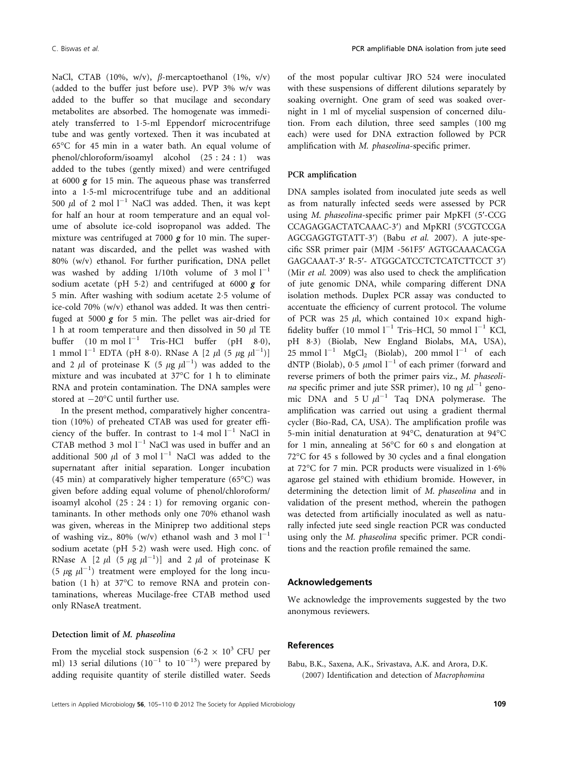NaCl, CTAB (10%, w/v), β-mercaptoethanol (1%, v/v) (added to the buffer just before use). PVP 3% w/v was added to the buffer so that mucilage and secondary metabolites are absorbed. The homogenate was immediately transferred to 1·5-ml Eppendorf microcentrifuge tube and was gently vortexed. Then it was incubated at 65°C for 45 min in a water bath. An equal volume of phenol/chloroform/isoamyl alcohol (25 : 24 : 1) was added to the tubes (gently mixed) and were centrifuged at 6000 ***g*** for 15 min. The aqueous phase was transferred into a 1·5-ml microcentrifuge tube and an additional 500 μl of 2 mol $l^{-1}$ NaCl was added. Then, it was kept for half an hour at room temperature and an equal volume of absolute ice-cold isopropanol was added. The mixture was centrifuged at 7000 ***g*** for 10 min. The supernatant was discarded, and the pellet was washed with 80% (w/v) ethanol. For further purification, DNA pellet was washed by adding 1/10th volume of 3 mol $l^{-1}$ sodium acetate (pH 5·2) and centrifuged at 6000 ***g*** for 5 min. After washing with sodium acetate 2·5 volume of ice-cold 70% (w/v) ethanol was added. It was then centrifuged at 5000 ***g*** for 5 min. The pellet was air-dried for 1 h at room temperature and then dissolved in 50 μl TE buffer (10 m mol $l^{-1}$ Tris-HCl buffer (pH 8·0), 1 mmol $l^{-1}$ EDTA (pH 8·0). RNase A [2 μl (5 μg $\mu l^{-1}$)] and 2 μl of proteinase K (5 μg $\mu l^{-1}$) was added to the mixture and was incubated at 37°C for 1 h to eliminate RNA and protein contamination. The DNA samples were stored at −20°C until further use.

In the present method, comparatively higher concentration (10%) of preheated CTAB was used for greater efficiency of the buffer. In contrast to 1·4 mol $l^{-1}$ NaCl in CTAB method 3 mol $l^{-1}$ NaCl was used in buffer and an additional 500 μl of 3 mol $l^{-1}$ NaCl was added to the supernatant after initial separation. Longer incubation (45 min) at comparatively higher temperature (65°C) was given before adding equal volume of phenol/chloroform/isoamyl alcohol (25 : 24 : 1) for removing organic contaminants. In other methods only one 70% ethanol wash was given, whereas in the Miniprep two additional steps of washing viz., 80% (w/v) ethanol wash and 3 mol $l^{-1}$ sodium acetate (pH 5·2) wash were used. High conc. of RNase A [2 μl (5 μg $\mu l^{-1}$)] and 2 μl of proteinase K (5 μg $\mu l^{-1}$) treatment were employed for the long incubation (1 h) at 37°C to remove RNA and protein contaminations, whereas Mucilage-free CTAB method used only RNaseA treatment.

### Detection limit of *M. phaseolina*

From the mycelial stock suspension ($6{\cdot}2 \times 10^3$ CFU per ml) 13 serial dilutions ($10^{-1}$ to $10^{-13}$) were prepared by adding requisite quantity of sterile distilled water. Seeds of the most popular cultivar JRO 524 were inoculated with these suspensions of different dilutions separately by soaking overnight. One gram of seed was soaked overnight in 1 ml of mycelial suspension of concerned dilution. From each dilution, three seed samples (100 mg each) were used for DNA extraction followed by PCR amplification with *M. phaseolina*-specific primer.

### PCR amplification

DNA samples isolated from inoculated jute seeds as well as from naturally infected seeds were assessed by PCR using *M. phaseolina*-specific primer pair MpKFI (5′-CCG CCAGAGGACTATCAAAC-3′) and MpKRI (5′CGTCCGA AGCGAGGTGTATT-3′) (Babu *et al.* 2007). A jute-specific SSR primer pair (MJM -561F5′ AGTGCAAACACGA GAGCAAAT-3′ R-5′- ATGGCATCCTCTCATCTTCCT 3′) (Mir *et al.* 2009) was also used to check the amplification of jute genomic DNA, while comparing different DNA isolation methods. Duplex PCR assay was conducted to accentuate the efficiency of current protocol. The volume of PCR was 25 μl, which contained 10× expand high-fidelity buffer (10 mmol $l^{-1}$ Tris–HCl, 50 mmol $l^{-1}$ KCl, pH 8·3) (Biolab, New England Biolabs, MA, USA), 25 mmol $l^{-1}$ $MgCl_2$ (Biolab), 200 mmol $l^{-1}$ of each dNTP (Biolab), 0·5 μmol $l^{-1}$ of each primer (forward and reverse primers of both the primer pairs viz., *M. phaseolina* specific primer and jute SSR primer), 10 ng $\mu l^{-1}$ genomic DNA and 5 U $\mu l^{-1}$ Taq DNA polymerase. The amplification was carried out using a gradient thermal cycler (Bio-Rad, CA, USA). The amplification profile was 5-min initial denaturation at 94°C, denaturation at 94°C for 1 min, annealing at 56°C for 60 s and elongation at 72°C for 45 s followed by 30 cycles and a final elongation at 72°C for 7 min. PCR products were visualized in 1·6% agarose gel stained with ethidium bromide. However, in determining the detection limit of *M. phaseolina* and in validation of the present method, wherein the pathogen was detected from artificially inoculated as well as naturally infected jute seed single reaction PCR was conducted using only the *M. phaseolina* specific primer. PCR conditions and the reaction profile remained the same.

## Acknowledgements

We acknowledge the improvements suggested by the two anonymous reviewers.

## References

Babu, B.K., Saxena, A.K., Srivastava, A.K. and Arora, D.K. (2007) Identification and detection of *Macrophomina*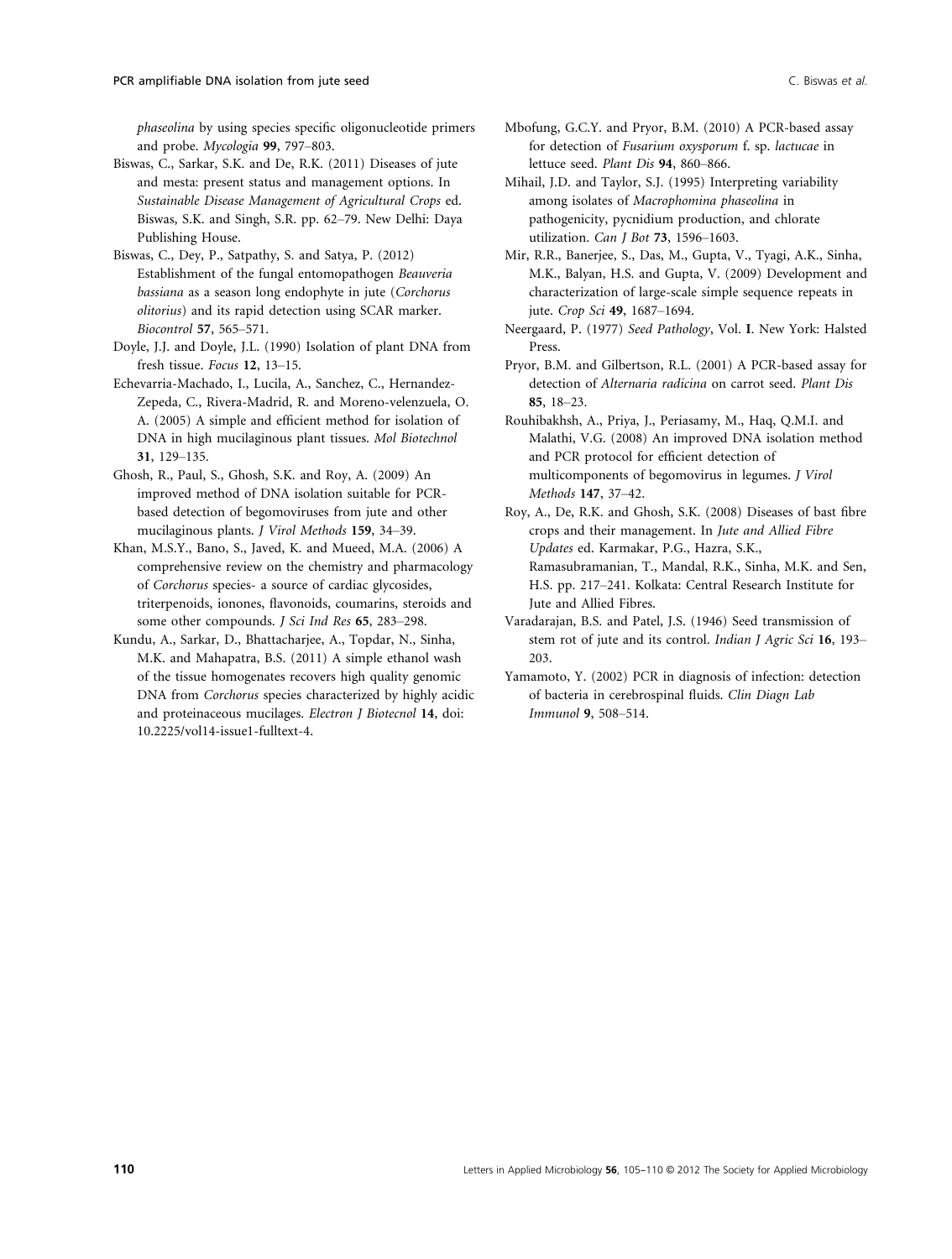*phaseolina* by using species specific oligonucleotide primers and probe. *Mycologia* **99**, 797–803.

Biswas, C., Sarkar, S.K. and De, R.K. (2011) Diseases of jute and mesta: present status and management options. In *Sustainable Disease Management of Agricultural Crops* ed. Biswas, S.K. and Singh, S.R. pp. 62–79. New Delhi: Daya Publishing House.

Biswas, C., Dey, P., Satpathy, S. and Satya, P. (2012) Establishment of the fungal entomopathogen *Beauveria bassiana* as a season long endophyte in jute (*Corchorus olitorius*) and its rapid detection using SCAR marker. *Biocontrol* **57**, 565–571.

Doyle, J.J. and Doyle, J.L. (1990) Isolation of plant DNA from fresh tissue. *Focus* **12**, 13–15.

Echevarria-Machado, I., Lucila, A., Sanchez, C., Hernandez-Zepeda, C., Rivera-Madrid, R. and Moreno-velenzuela, O. A. (2005) A simple and efficient method for isolation of DNA in high mucilaginous plant tissues. *Mol Biotechnol* **31**, 129–135.

Ghosh, R., Paul, S., Ghosh, S.K. and Roy, A. (2009) An improved method of DNA isolation suitable for PCR-based detection of begomoviruses from jute and other mucilaginous plants. *J Virol Methods* **159**, 34–39.

Khan, M.S.Y., Bano, S., Javed, K. and Mueed, M.A. (2006) A comprehensive review on the chemistry and pharmacology of *Corchorus* species- a source of cardiac glycosides, triterpenoids, ionones, flavonoids, coumarins, steroids and some other compounds. *J Sci Ind Res* **65**, 283–298.

Kundu, A., Sarkar, D., Bhattacharjee, A., Topdar, N., Sinha, M.K. and Mahapatra, B.S. (2011) A simple ethanol wash of the tissue homogenates recovers high quality genomic DNA from *Corchorus* species characterized by highly acidic and proteinaceous mucilages. *Electron J Biotecnol* **14**, doi: 10.2225/vol14-issue1-fulltext-4.

Mbofung, G.C.Y. and Pryor, B.M. (2010) A PCR-based assay for detection of *Fusarium oxysporum* f. sp. *lactucae* in lettuce seed. *Plant Dis* **94**, 860–866.

Mihail, J.D. and Taylor, S.J. (1995) Interpreting variability among isolates of *Macrophomina phaseolina* in pathogenicity, pycnidium production, and chlorate utilization. *Can J Bot* **73**, 1596–1603.

Mir, R.R., Banerjee, S., Das, M., Gupta, V., Tyagi, A.K., Sinha, M.K., Balyan, H.S. and Gupta, V. (2009) Development and characterization of large-scale simple sequence repeats in jute. *Crop Sci* **49**, 1687–1694.

Neergaard, P. (1977) *Seed Pathology*, Vol. **I**. New York: Halsted Press.

Pryor, B.M. and Gilbertson, R.L. (2001) A PCR-based assay for detection of *Alternaria radicina* on carrot seed. *Plant Dis* **85**, 18–23.

Rouhibakhsh, A., Priya, J., Periasamy, M., Haq, Q.M.I. and Malathi, V.G. (2008) An improved DNA isolation method and PCR protocol for efficient detection of multicomponents of begomovirus in legumes. *J Virol Methods* **147**, 37–42.

Roy, A., De, R.K. and Ghosh, S.K. (2008) Diseases of bast fibre crops and their management. In *Jute and Allied Fibre Updates* ed. Karmakar, P.G., Hazra, S.K., Ramasubramanian, T., Mandal, R.K., Sinha, M.K. and Sen, H.S. pp. 217–241. Kolkata: Central Research Institute for Jute and Allied Fibres.

Varadarajan, B.S. and Patel, J.S. (1946) Seed transmission of stem rot of jute and its control. *Indian J Agric Sci* **16**, 193–203.

Yamamoto, Y. (2002) PCR in diagnosis of infection: detection of bacteria in cerebrospinal fluids. *Clin Diagn Lab Immunol* **9**, 508–514.